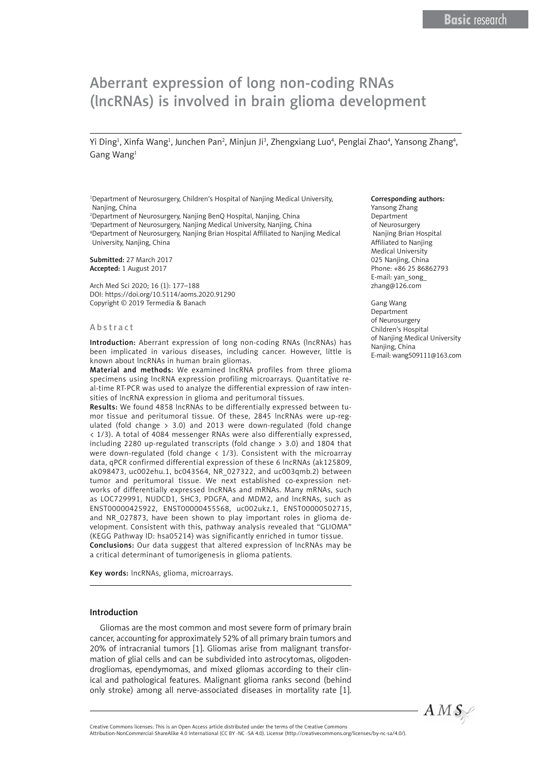Basic research

# Aberrant expression of long non-coding RNAs (lncRNAs) is involved in brain glioma development

Yi Ding[1], Xinfa Wang[1], Junchen Pan[2], Minjun Ji[3], Zhengxiang Luo[4], Penglai Zhao[4], Yansong Zhang[4], Gang Wang[1]

[1]Department of Neurosurgery, Children's Hospital of Nanjing Medical University, Nanjing, China
[2]Department of Neurosurgery, Nanjing BenQ Hospital, Nanjing, China
[3]Department of Neurosurgery, Nanjing Medical University, Nanjing, China
[4]Department of Neurosurgery, Nanjing Brian Hospital Affiliated to Nanjing Medical University, Nanjing, China

**Submitted:** 27 March 2017
**Accepted:** 1 August 2017

Arch Med Sci 2020; 16 (1): 177–188
DOI: https://doi.org/10.5114/aoms.2020.91290
Copyright © 2019 Termedia & Banach

**Corresponding authors:**
Yansong Zhang
Department of Neurosurgery
Nanjing Brian Hospital Affiliated to Nanjing Medical University
025 Nanjing, China
Phone: +86 25 86862793
E-mail: yan_song_zhang@126.com

Gang Wang
Department of Neurosurgery
Children's Hospital of Nanjing Medical University
Nanjing, China
E-mail: wang509111@163.com

## Abstract

**Introduction:** Aberrant expression of long non-coding RNAs (lncRNAs) has been implicated in various diseases, including cancer. However, little is known about lncRNAs in human brain gliomas.

**Material and methods:** We examined lncRNA profiles from three glioma specimens using lncRNA expression profiling microarrays. Quantitative real-time RT-PCR was used to analyze the differential expression of raw intensities of lncRNA expression in glioma and peritumoral tissues.

**Results:** We found 4858 lncRNAs to be differentially expressed between tumor tissue and peritumoral tissue. Of these, 2845 lncRNAs were up-regulated (fold change > 3.0) and 2013 were down-regulated (fold change < 1/3). A total of 4084 messenger RNAs were also differentially expressed, including 2280 up-regulated transcripts (fold change > 3.0) and 1804 that were down-regulated (fold change < 1/3). Consistent with the microarray data, qPCR confirmed differential expression of these 6 lncRNAs (ak125809, ak098473, uc002ehu.1, bc043564, NR_027322, and uc003qmb.2) between tumor and peritumoral tissue. We next established co-expression networks of differentially expressed lncRNAs and mRNAs. Many mRNAs, such as LOC729991, NUDCD1, SHC3, PDGFA, and MDM2, and lncRNAs, such as ENST00000425922, ENST00000455568, uc002ukz.1, ENST00000502715, and NR_027873, have been shown to play important roles in glioma development. Consistent with this, pathway analysis revealed that "GLIOMA" (KEGG Pathway ID: hsa05214) was significantly enriched in tumor tissue.

**Conclusions:** Our data suggest that altered expression of lncRNAs may be a critical determinant of tumorigenesis in glioma patients.

**Key words:** lncRNAs, glioma, microarrays.

## Introduction

Gliomas are the most common and most severe form of primary brain cancer, accounting for approximately 52% of all primary brain tumors and 20% of intracranial tumors [1]. Gliomas arise from malignant transformation of glial cells and can be subdivided into astrocytomas, oligodendrogliomas, ependymomas, and mixed gliomas according to their clinical and pathological features. Malignant glioma ranks second (behind only stroke) among all nerve-associated diseases in mortality rate [1].

Creative Commons licenses: This is an Open Access article distributed under the terms of the Creative Commons Attribution-NonCommercial-ShareAlike 4.0 International (CC BY -NC -SA 4.0). License (http://creativecommons.org/licenses/by-nc-sa/4.0/).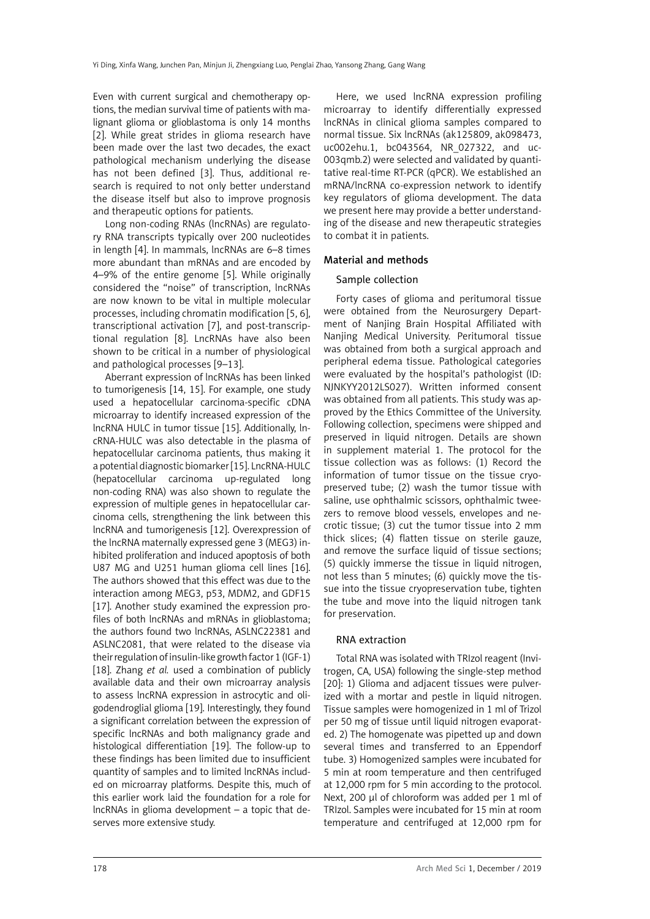Even with current surgical and chemotherapy options, the median survival time of patients with malignant glioma or glioblastoma is only 14 months [2]. While great strides in glioma research have been made over the last two decades, the exact pathological mechanism underlying the disease has not been defined [3]. Thus, additional research is required to not only better understand the disease itself but also to improve prognosis and therapeutic options for patients.

Long non-coding RNAs (lncRNAs) are regulatory RNA transcripts typically over 200 nucleotides in length [4]. In mammals, lncRNAs are 6–8 times more abundant than mRNAs and are encoded by 4–9% of the entire genome [5]. While originally considered the "noise" of transcription, lncRNAs are now known to be vital in multiple molecular processes, including chromatin modification [5, 6], transcriptional activation [7], and post-transcriptional regulation [8]. LncRNAs have also been shown to be critical in a number of physiological and pathological processes [9–13].

Aberrant expression of lncRNAs has been linked to tumorigenesis [14, 15]. For example, one study used a hepatocellular carcinoma-specific cDNA microarray to identify increased expression of the lncRNA HULC in tumor tissue [15]. Additionally, lncRNA-HULC was also detectable in the plasma of hepatocellular carcinoma patients, thus making it a potential diagnostic biomarker [15]. LncRNA-HULC (hepatocellular carcinoma up-regulated long non-coding RNA) was also shown to regulate the expression of multiple genes in hepatocellular carcinoma cells, strengthening the link between this lncRNA and tumorigenesis [12]. Overexpression of the lncRNA maternally expressed gene 3 (MEG3) inhibited proliferation and induced apoptosis of both U87 MG and U251 human glioma cell lines [16]. The authors showed that this effect was due to the interaction among MEG3, p53, MDM2, and GDF15 [17]. Another study examined the expression profiles of both lncRNAs and mRNAs in glioblastoma; the authors found two lncRNAs, ASLNC22381 and ASLNC2081, that were related to the disease via their regulation of insulin-like growth factor 1 (IGF-1) [18]. Zhang *et al.* used a combination of publicly available data and their own microarray analysis to assess lncRNA expression in astrocytic and oligodendroglial glioma [19]. Interestingly, they found a significant correlation between the expression of specific lncRNAs and both malignancy grade and histological differentiation [19]. The follow-up to these findings has been limited due to insufficient quantity of samples and to limited lncRNAs included on microarray platforms. Despite this, much of this earlier work laid the foundation for a role for lncRNAs in glioma development – a topic that deserves more extensive study.

Here, we used lncRNA expression profiling microarray to identify differentially expressed lncRNAs in clinical glioma samples compared to normal tissue. Six lncRNAs (ak125809, ak098473, uc002ehu.1, bc043564, NR_027322, and uc003qmb.2) were selected and validated by quantitative real-time RT-PCR (qPCR). We established an mRNA/lncRNA co-expression network to identify key regulators of glioma development. The data we present here may provide a better understanding of the disease and new therapeutic strategies to combat it in patients.

## Material and methods

### Sample collection

Forty cases of glioma and peritumoral tissue were obtained from the Neurosurgery Department of Nanjing Brain Hospital Affiliated with Nanjing Medical University. Peritumoral tissue was obtained from both a surgical approach and peripheral edema tissue. Pathological categories were evaluated by the hospital's pathologist (ID: NJNKYY2012LS027). Written informed consent was obtained from all patients. This study was approved by the Ethics Committee of the University. Following collection, specimens were shipped and preserved in liquid nitrogen. Details are shown in supplement material 1. The protocol for the tissue collection was as follows: (1) Record the information of tumor tissue on the tissue cryopreserved tube; (2) wash the tumor tissue with saline, use ophthalmic scissors, ophthalmic tweezers to remove blood vessels, envelopes and necrotic tissue; (3) cut the tumor tissue into 2 mm thick slices; (4) flatten tissue on sterile gauze, and remove the surface liquid of tissue sections; (5) quickly immerse the tissue in liquid nitrogen, not less than 5 minutes; (6) quickly move the tissue into the tissue cryopreservation tube, tighten the tube and move into the liquid nitrogen tank for preservation.

### RNA extraction

Total RNA was isolated with TRIzol reagent (Invitrogen, CA, USA) following the single-step method [20]: 1) Glioma and adjacent tissues were pulverized with a mortar and pestle in liquid nitrogen. Tissue samples were homogenized in 1 ml of Trizol per 50 mg of tissue until liquid nitrogen evaporated. 2) The homogenate was pipetted up and down several times and transferred to an Eppendorf tube. 3) Homogenized samples were incubated for 5 min at room temperature and then centrifuged at 12,000 rpm for 5 min according to the protocol. Next, 200 μl of chloroform was added per 1 ml of TRIzol. Samples were incubated for 15 min at room temperature and centrifuged at 12,000 rpm for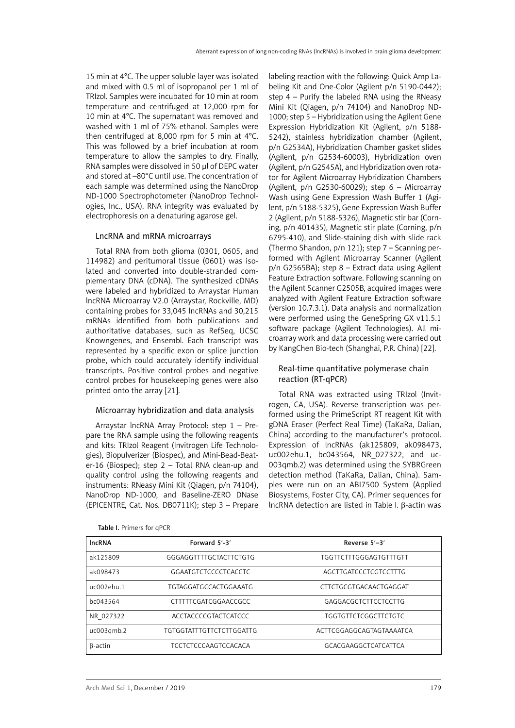15 min at 4°C. The upper soluble layer was isolated and mixed with 0.5 ml of isopropanol per 1 ml of TRIzol. Samples were incubated for 10 min at room temperature and centrifuged at 12,000 rpm for 10 min at 4°C. The supernatant was removed and washed with 1 ml of 75% ethanol. Samples were then centrifuged at 8,000 rpm for 5 min at 4°C. This was followed by a brief incubation at room temperature to allow the samples to dry. Finally, RNA samples were dissolved in 50 μl of DEPC water and stored at –80°C until use. The concentration of each sample was determined using the NanoDrop ND-1000 Spectrophotometer (NanoDrop Technologies, Inc., USA). RNA integrity was evaluated by electrophoresis on a denaturing agarose gel.

### LncRNA and mRNA microarrays

Total RNA from both glioma (0301, 0605, and 114982) and peritumoral tissue (0601) was isolated and converted into double-stranded complementary DNA (cDNA). The synthesized cDNAs were labeled and hybridized to Arraystar Human lncRNA Microarray V2.0 (Arraystar, Rockville, MD) containing probes for 33,045 lncRNAs and 30,215 mRNAs identified from both publications and authoritative databases, such as RefSeq, UCSC Knowngenes, and Ensembl. Each transcript was represented by a specific exon or splice junction probe, which could accurately identify individual transcripts. Positive control probes and negative control probes for housekeeping genes were also printed onto the array [21].

### Microarray hybridization and data analysis

Arraystar lncRNA Array Protocol: step 1 – Prepare the RNA sample using the following reagents and kits: TRIzol Reagent (Invitrogen Life Technologies), Biopulverizer (Biospec), and Mini-Bead-Beater-16 (Biospec); step 2 – Total RNA clean-up and quality control using the following reagents and instruments: RNeasy Mini Kit (Qiagen, p/n 74104), NanoDrop ND-1000, and Baseline-ZERO DNase (EPICENTRE, Cat. Nos. DB0711K); step 3 – Prepare labeling reaction with the following: Quick Amp Labeling Kit and One-Color (Agilent p/n 5190-0442); step 4 – Purify the labeled RNA using the RNeasy Mini Kit (Qiagen, p/n 74104) and NanoDrop ND-1000; step 5 – Hybridization using the Agilent Gene Expression Hybridization Kit (Agilent, p/n 5188-5242), stainless hybridization chamber (Agilent, p/n G2534A), Hybridization Chamber gasket slides (Agilent, p/n G2534-60003), Hybridization oven (Agilent, p/n G2545A), and Hybridization oven rotator for Agilent Microarray Hybridization Chambers (Agilent, p/n G2530-60029); step 6 – Microarray Wash using Gene Expression Wash Buffer 1 (Agilent, p/n 5188-5325), Gene Expression Wash Buffer 2 (Agilent, p/n 5188-5326), Magnetic stir bar (Corning, p/n 401435), Magnetic stir plate (Corning, p/n 6795-410), and Slide-staining dish with slide rack (Thermo Shandon, p/n 121); step 7 – Scanning performed with Agilent Microarray Scanner (Agilent p/n G2565BA); step 8 – Extract data using Agilent Feature Extraction software. Following scanning on the Agilent Scanner G2505B, acquired images were analyzed with Agilent Feature Extraction software (version 10.7.3.1). Data analysis and normalization were performed using the GeneSpring GX v11.5.1 software package (Agilent Technologies). All microarray work and data processing were carried out by KangChen Bio-tech (Shanghai, P.R. China) [22].

### Real-time quantitative polymerase chain reaction (RT-qPCR)

Total RNA was extracted using TRIzol (Invitrogen, CA, USA). Reverse transcription was performed using the PrimeScript RT reagent Kit with gDNA Eraser (Perfect Real Time) (TaKaRa, Dalian, China) according to the manufacturer's protocol. Expression of lncRNAs (ak125809, ak098473, uc002ehu.1, bc043564, NR_027322, and uc003qmb.2) was determined using the SYBRGreen detection method (TaKaRa, Dalian, China). Samples were run on an ABI7500 System (Applied Biosystems, Foster City, CA). Primer sequences for lncRNA detection are listed in Table I. β-actin was

Table I. Primers for qPCR

| lncRNA | Forward 5′-3′ | Reverse 5′–3′ |
|---|---|---|
| ak125809 | GGGAGGTTTTGCTACTTCTGTG | TGGTTCTTTGGGAGTGTTTGTT |
| ak098473 | GGAATGTCTCCCCTCACCTC | AGCTTGATCCCTCGTCCTTTG |
| uc002ehu.1 | TGTAGGATGCCACTGGAAATG | CTTCTGCGTGACAACTGAGGAT |
| bc043564 | CTTTTTCGATCGGAACCGCC | GAGGACGCTCTTCCTCCTTG |
| NR_027322 | ACCTACCCCGTACTCATCCC | TGGTGTTCTCGGCTTCTGTC |
| uc003qmb.2 | TGTGGTATTTGTTCTCTTGGATTG | ACTTCGGAGGCAGTAGTAAAATCA |
| β-actin | TCCTCTCCCAAGTCCACACA | GCACGAAGGCTCATCATTCA |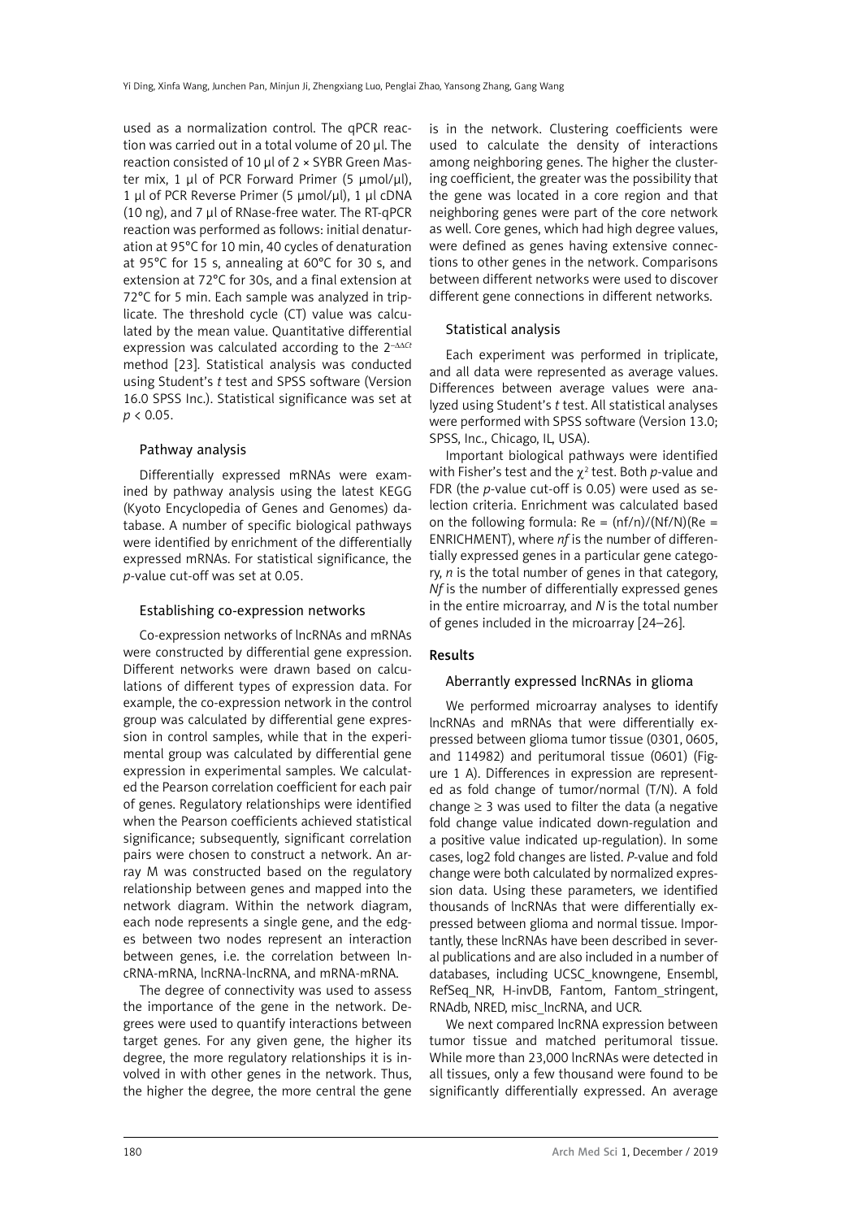used as a normalization control. The qPCR reaction was carried out in a total volume of 20 μl. The reaction consisted of 10 μl of 2 × SYBR Green Master mix, 1 μl of PCR Forward Primer (5 μmol/μl), 1 μl of PCR Reverse Primer (5 μmol/μl), 1 μl cDNA (10 ng), and 7 μl of RNase-free water. The RT-qPCR reaction was performed as follows: initial denaturation at 95°C for 10 min, 40 cycles of denaturation at 95°C for 15 s, annealing at 60°C for 30 s, and extension at 72°C for 30s, and a final extension at 72°C for 5 min. Each sample was analyzed in triplicate. The threshold cycle (CT) value was calculated by the mean value. Quantitative differential expression was calculated according to the $2^{-\Delta\Delta Ct}$ method [23]. Statistical analysis was conducted using Student's *t* test and SPSS software (Version 16.0 SPSS Inc.). Statistical significance was set at $p < 0.05$.

### Pathway analysis

Differentially expressed mRNAs were examined by pathway analysis using the latest KEGG (Kyoto Encyclopedia of Genes and Genomes) database. A number of specific biological pathways were identified by enrichment of the differentially expressed mRNAs. For statistical significance, the *p*-value cut-off was set at 0.05.

### Establishing co-expression networks

Co-expression networks of lncRNAs and mRNAs were constructed by differential gene expression. Different networks were drawn based on calculations of different types of expression data. For example, the co-expression network in the control group was calculated by differential gene expression in control samples, while that in the experimental group was calculated by differential gene expression in experimental samples. We calculated the Pearson correlation coefficient for each pair of genes. Regulatory relationships were identified when the Pearson coefficients achieved statistical significance; subsequently, significant correlation pairs were chosen to construct a network. An array M was constructed based on the regulatory relationship between genes and mapped into the network diagram. Within the network diagram, each node represents a single gene, and the edges between two nodes represent an interaction between genes, i.e. the correlation between lncRNA-mRNA, lncRNA-lncRNA, and mRNA-mRNA.

The degree of connectivity was used to assess the importance of the gene in the network. Degrees were used to quantify interactions between target genes. For any given gene, the higher its degree, the more regulatory relationships it is involved in with other genes in the network. Thus, the higher the degree, the more central the gene is in the network. Clustering coefficients were used to calculate the density of interactions among neighboring genes. The higher the clustering coefficient, the greater was the possibility that the gene was located in a core region and that neighboring genes were part of the core network as well. Core genes, which had high degree values, were defined as genes having extensive connections to other genes in the network. Comparisons between different networks were used to discover different gene connections in different networks.

### Statistical analysis

Each experiment was performed in triplicate, and all data were represented as average values. Differences between average values were analyzed using Student's *t* test. All statistical analyses were performed with SPSS software (Version 13.0; SPSS, Inc., Chicago, IL, USA).

Important biological pathways were identified with Fisher's test and the $\chi^2$ test. Both *p*-value and FDR (the *p*-value cut-off is 0.05) were used as selection criteria. Enrichment was calculated based on the following formula: $Re = (nf/n)/(Nf/N)$ (Re = ENRICHMENT), where *nf* is the number of differentially expressed genes in a particular gene category, *n* is the total number of genes in that category, *Nf* is the number of differentially expressed genes in the entire microarray, and *N* is the total number of genes included in the microarray [24–26].

## Results

### Aberrantly expressed lncRNAs in glioma

We performed microarray analyses to identify lncRNAs and mRNAs that were differentially expressed between glioma tumor tissue (0301, 0605, and 114982) and peritumoral tissue (0601) (Figure 1 A). Differences in expression are represented as fold change of tumor/normal (T/N). A fold change ≥ 3 was used to filter the data (a negative fold change value indicated down-regulation and a positive value indicated up-regulation). In some cases, log2 fold changes are listed. *P*-value and fold change were both calculated by normalized expression data. Using these parameters, we identified thousands of lncRNAs that were differentially expressed between glioma and normal tissue. Importantly, these lncRNAs have been described in several publications and are also included in a number of databases, including UCSC_knowngene, Ensembl, RefSeq_NR, H-invDB, Fantom, Fantom_stringent, RNAdb, NRED, misc_lncRNA, and UCR.

We next compared lncRNA expression between tumor tissue and matched peritumoral tissue. While more than 23,000 lncRNAs were detected in all tissues, only a few thousand were found to be significantly differentially expressed. An average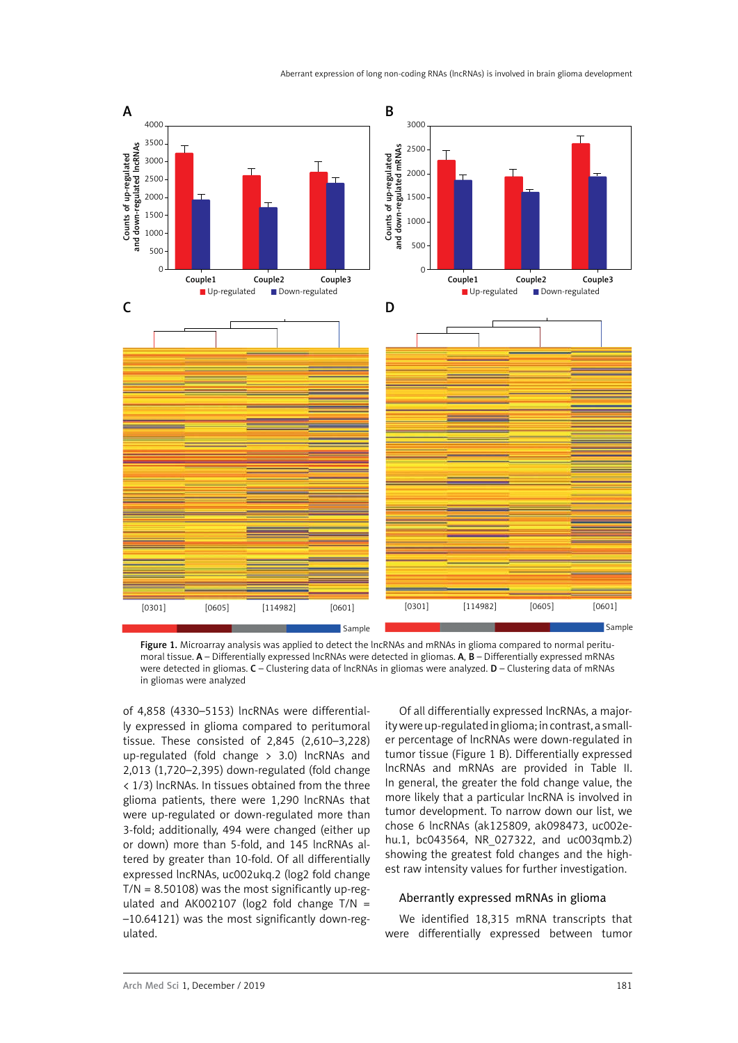A

Counts of up-regulated and down-regulated lncRNAs

4000
3500
3000
2500
2000
1500
1000
500
0

Couple1
Couple2
Couple3

Up-regulated
Down-regulated

B

Counts of up-regulated and down-regulated mRNAs

3000
2500
2000
1500
1000
500
0

Couple1
Couple2
Couple3

Up-regulated
Down-regulated

C

[0301]
[0605]
[114982]
[0601]

Sample

D

[0301]
[114982]
[0605]
[0601]

Sample

**Figure 1.** Microarray analysis was applied to detect the lncRNAs and mRNAs in glioma compared to normal peritumoral tissue. **A** – Differentially expressed lncRNAs were detected in gliomas. **A**, **B** – Differentially expressed mRNAs were detected in gliomas. **C** – Clustering data of lncRNAs in gliomas were analyzed. **D** – Clustering data of mRNAs in gliomas were analyzed

of 4,858 (4330–5153) lncRNAs were differentially expressed in glioma compared to peritumoral tissue. These consisted of 2,845 (2,610–3,228) up-regulated (fold change > 3.0) lncRNAs and 2,013 (1,720–2,395) down-regulated (fold change < 1/3) lncRNAs. In tissues obtained from the three glioma patients, there were 1,290 lncRNAs that were up-regulated or down-regulated more than 3-fold; additionally, 494 were changed (either up or down) more than 5-fold, and 145 lncRNAs altered by greater than 10-fold. Of all differentially expressed lncRNAs, uc002ukq.2 (log2 fold change T/N = 8.50108) was the most significantly up-regulated and AK002107 (log2 fold change T/N = –10.64121) was the most significantly down-regulated.

Of all differentially expressed lncRNAs, a majority were up-regulated in glioma; in contrast, a smaller percentage of lncRNAs were down-regulated in tumor tissue (Figure 1 B). Differentially expressed lncRNAs and mRNAs are provided in Table II. In general, the greater the fold change value, the more likely that a particular lncRNA is involved in tumor development. To narrow down our list, we chose 6 lncRNAs (ak125809, ak098473, uc002ehu.1, bc043564, NR_027322, and uc003qmb.2) showing the greatest fold changes and the highest raw intensity values for further investigation.

### Aberrantly expressed mRNAs in glioma

We identified 18,315 mRNA transcripts that were differentially expressed between tumor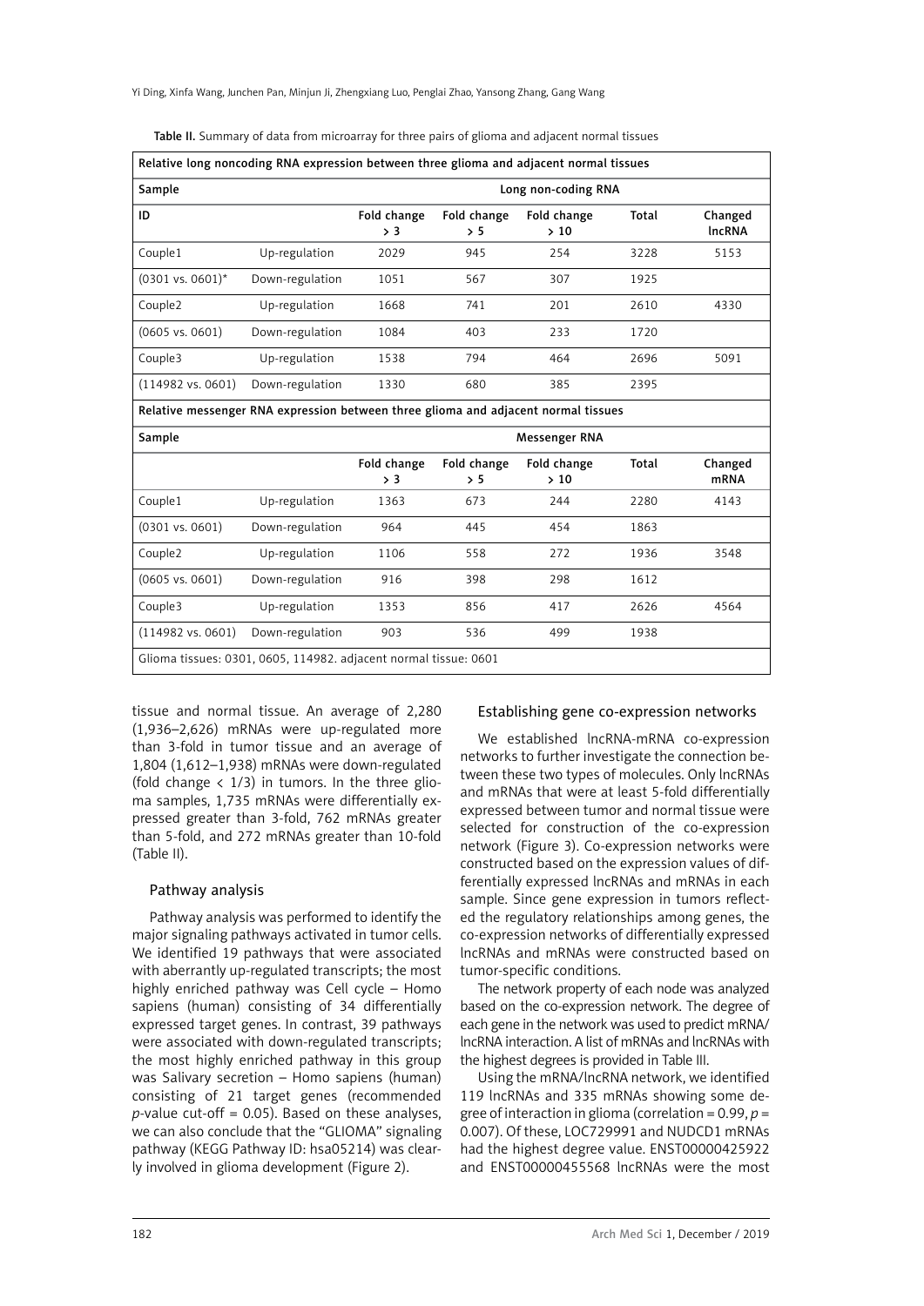Table II. Summary of data from microarray for three pairs of glioma and adjacent normal tissues

| Relative long noncoding RNA expression between three glioma and adjacent normal tissues | | | | | | |
|---|---|---|---|---|---|---|
| Sample | | Long non-coding RNA | | | | |
| ID | | Fold change > 3 | Fold change > 5 | Fold change > 10 | Total | Changed lncRNA |
| Couple1 | Up-regulation | 2029 | 945 | 254 | 3228 | 5153 |
| (0301 vs. 0601)* | Down-regulation | 1051 | 567 | 307 | 1925 | |
| Couple2 | Up-regulation | 1668 | 741 | 201 | 2610 | 4330 |
| (0605 vs. 0601) | Down-regulation | 1084 | 403 | 233 | 1720 | |
| Couple3 | Up-regulation | 1538 | 794 | 464 | 2696 | 5091 |
| (114982 vs. 0601) | Down-regulation | 1330 | 680 | 385 | 2395 | |
| **Relative messenger RNA expression between three glioma and adjacent normal tissues** | | | | | | |
| Sample | | Messenger RNA | | | | |
| | | Fold change > 3 | Fold change > 5 | Fold change > 10 | Total | Changed mRNA |
| Couple1 | Up-regulation | 1363 | 673 | 244 | 2280 | 4143 |
| (0301 vs. 0601) | Down-regulation | 964 | 445 | 454 | 1863 | |
| Couple2 | Up-regulation | 1106 | 558 | 272 | 1936 | 3548 |
| (0605 vs. 0601) | Down-regulation | 916 | 398 | 298 | 1612 | |
| Couple3 | Up-regulation | 1353 | 856 | 417 | 2626 | 4564 |
| (114982 vs. 0601) | Down-regulation | 903 | 536 | 499 | 1938 | |

Glioma tissues: 0301, 0605, 114982. adjacent normal tissue: 0601

tissue and normal tissue. An average of 2,280 (1,936–2,626) mRNAs were up-regulated more than 3-fold in tumor tissue and an average of 1,804 (1,612–1,938) mRNAs were down-regulated (fold change < 1/3) in tumors. In the three glioma samples, 1,735 mRNAs were differentially expressed greater than 3-fold, 762 mRNAs greater than 5-fold, and 272 mRNAs greater than 10-fold (Table II).

## Pathway analysis

Pathway analysis was performed to identify the major signaling pathways activated in tumor cells. We identified 19 pathways that were associated with aberrantly up-regulated transcripts; the most highly enriched pathway was Cell cycle – Homo sapiens (human) consisting of 34 differentially expressed target genes. In contrast, 39 pathways were associated with down-regulated transcripts; the most highly enriched pathway in this group was Salivary secretion – Homo sapiens (human) consisting of 21 target genes (recommended $p$-value cut-off = 0.05). Based on these analyses, we can also conclude that the "GLIOMA" signaling pathway (KEGG Pathway ID: hsa05214) was clearly involved in glioma development (Figure 2).

## Establishing gene co-expression networks

We established lncRNA-mRNA co-expression networks to further investigate the connection between these two types of molecules. Only lncRNAs and mRNAs that were at least 5-fold differentially expressed between tumor and normal tissue were selected for construction of the co-expression network (Figure 3). Co-expression networks were constructed based on the expression values of differentially expressed lncRNAs and mRNAs in each sample. Since gene expression in tumors reflected the regulatory relationships among genes, the co-expression networks of differentially expressed lncRNAs and mRNAs were constructed based on tumor-specific conditions.

The network property of each node was analyzed based on the co-expression network. The degree of each gene in the network was used to predict mRNA/lncRNA interaction. A list of mRNAs and lncRNAs with the highest degrees is provided in Table III.

Using the mRNA/lncRNA network, we identified 119 lncRNAs and 335 mRNAs showing some degree of interaction in glioma (correlation = 0.99, $p$ = 0.007). Of these, LOC729991 and NUDCD1 mRNAs had the highest degree value. ENST00000425922 and ENST00000455568 lncRNAs were the most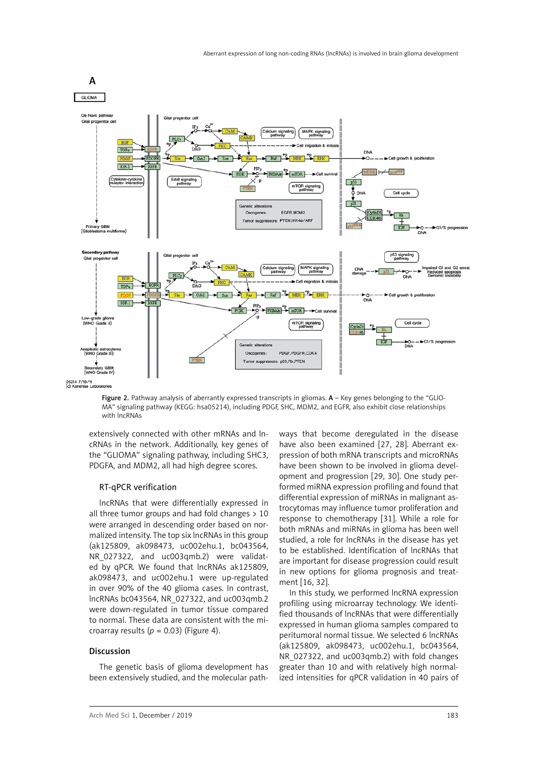A

GLIOMA

De Novo pathway
Glial progenitor cell

Glial progenitor cell

Primary GBM
(Glioblastoma multiforme)

Secondary pathway
Glial progenitor cell

Low-grade glioma
(WHO Grade II)

Anaplastic astrocytoma
(WHO Grade III)

Secondary GBM
(WHO Grade IV)

Genetic alterations
Oncogenes: EGFR,MDM2
Tumor suppressors: PTEN,INK4a/ARF

Genetic alterations
Oncogenes: PDGF,PDGFR,CDK4
Tumor suppressors: p53,Rb,PTEN

05214 7/19/11
(c) Kanehisa Laboratories

**Figure 2.** Pathway analysis of aberrantly expressed transcripts in gliomas. **A** – Key genes belonging to the "GLIOMA" signaling pathway (KEGG: hsa05214), including PDGF, SHC, MDM2, and EGFR, also exhibit close relationships with lncRNAs

extensively connected with other mRNAs and lncRNAs in the network. Additionally, key genes of the "GLIOMA" signaling pathway, including SHC3, PDGFA, and MDM2, all had high degree scores.

### RT-qPCR verification

lncRNAs that were differentially expressed in all three tumor groups and had fold changes > 10 were arranged in descending order based on normalized intensity. The top six lncRNAs in this group (ak125809, ak098473, uc002ehu.1, bc043564, NR_027322, and uc003qmb.2) were validated by qPCR. We found that lncRNAs ak125809, ak098473, and uc002ehu.1 were up-regulated in over 90% of the 40 glioma cases. In contrast, lncRNAs bc043564, NR_027322, and uc003qmb.2 were down-regulated in tumor tissue compared to normal. These data are consistent with the microarray results ($p$ = 0.03) (Figure 4).

## Discussion

The genetic basis of glioma development has been extensively studied, and the molecular pathways that become deregulated in the disease have also been examined [27, 28]. Aberrant expression of both mRNA transcripts and microRNAs have been shown to be involved in glioma development and progression [29, 30]. One study performed miRNA expression profiling and found that differential expression of miRNAs in malignant astrocytomas may influence tumor proliferation and response to chemotherapy [31]. While a role for both mRNAs and miRNAs in glioma has been well studied, a role for lncRNAs in the disease has yet to be established. Identification of lncRNAs that are important for disease progression could result in new options for glioma prognosis and treatment [16, 32].

In this study, we performed lncRNA expression profiling using microarray technology. We identified thousands of lncRNAs that were differentially expressed in human glioma samples compared to peritumoral normal tissue. We selected 6 lncRNAs (ak125809, ak098473, uc002ehu.1, bc043564, NR_027322, and uc003qmb.2) with fold changes greater than 10 and with relatively high normalized intensities for qPCR validation in 40 pairs of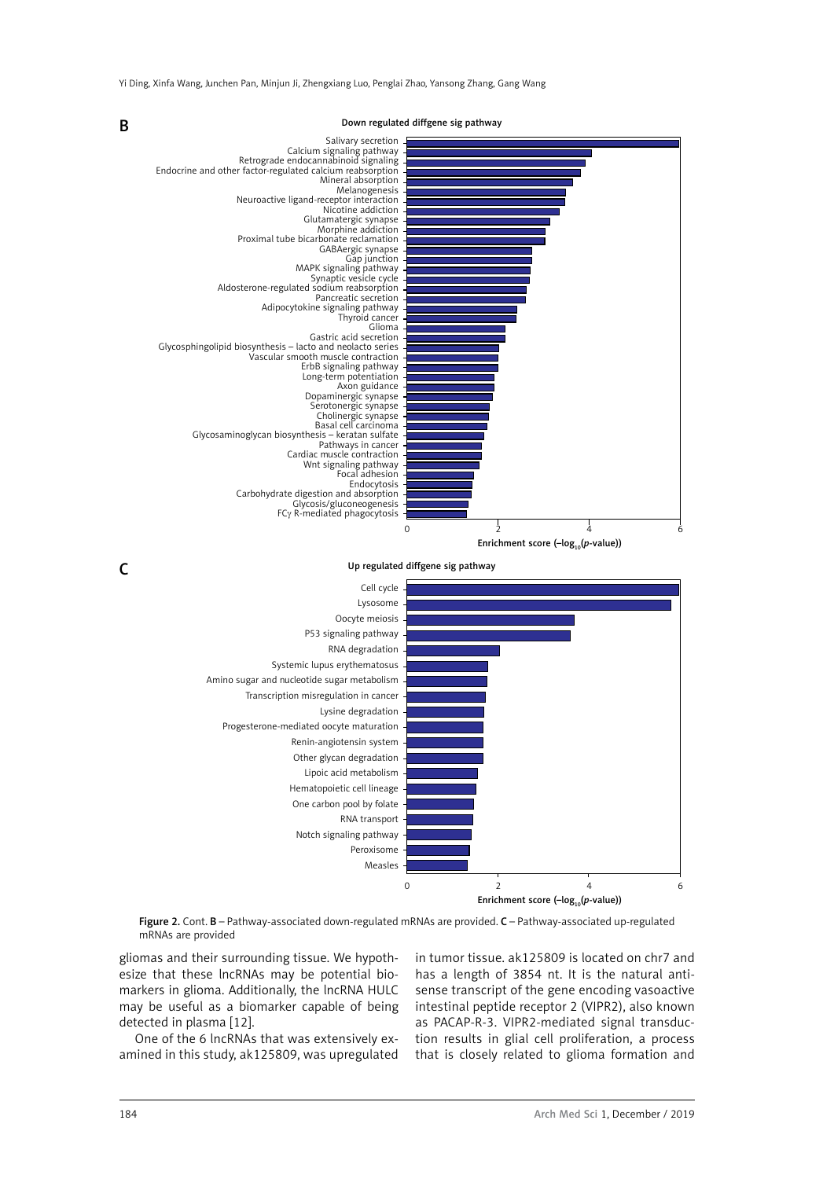B

Down regulated diffgene sig pathway

Salivary secretion
Calcium signaling pathway
Retrograde endocannabinoid signaling
Endocrine and other factor-regulated calcium reabsorption
Mineral absorption
Melanogenesis
Neuroactive ligand-receptor interaction
Nicotine addiction
Glutamatergic synapse
Morphine addiction
Proximal tube bicarbonate reclamation
GABAergic synapse
Gap junction
MAPK signaling pathway
Synaptic vesicle cycle
Aldosterone-regulated sodium reabsorption
Pancreatic secretion
Adipocytokine signaling pathway
Thyroid cancer
Glioma
Gastric acid secretion
Glycosphingolipid biosynthesis – lacto and neolacto series
Vascular smooth muscle contraction
ErbB signaling pathway
Long-term potentiation
Axon guidance
Dopaminergic synapse
Serotonergic synapse
Cholinergic synapse
Basal cell carcinoma
Glycosaminoglycan biosynthesis – keratan sulfate
Pathways in cancer
Cardiac muscle contraction
Wnt signaling pathway
Focal adhesion
Endocytosis
Carbohydrate digestion and absorption
Glycosis/gluconeogenesis
FCγ R-mediated phagocytosis

0 2 4 6

Enrichment score (–log$_{10}$($p$-value))

C

Up regulated diffgene sig pathway

Cell cycle
Lysosome
Oocyte meiosis
P53 signaling pathway
RNA degradation
Systemic lupus erythematosus
Amino sugar and nucleotide sugar metabolism
Transcription misregulation in cancer
Lysine degradation
Progesterone-mediated oocyte maturation
Renin-angiotensin system
Other glycan degradation
Lipoic acid metabolism
Hematopoietic cell lineage
One carbon pool by folate
RNA transport
Notch signaling pathway
Peroxisome
Measles

0 2 4 6

Enrichment score (–log$_{10}$($p$-value))

**Figure 2.** Cont. **B** – Pathway-associated down-regulated mRNAs are provided. **C** – Pathway-associated up-regulated mRNAs are provided

gliomas and their surrounding tissue. We hypothesize that these lncRNAs may be potential biomarkers in glioma. Additionally, the lncRNA HULC may be useful as a biomarker capable of being detected in plasma [12].

One of the 6 lncRNAs that was extensively examined in this study, ak125809, was upregulated in tumor tissue. ak125809 is located on chr7 and has a length of 3854 nt. It is the natural antisense transcript of the gene encoding vasoactive intestinal peptide receptor 2 (VIPR2), also known as PACAP-R-3. VIPR2-mediated signal transduction results in glial cell proliferation, a process that is closely related to glioma formation and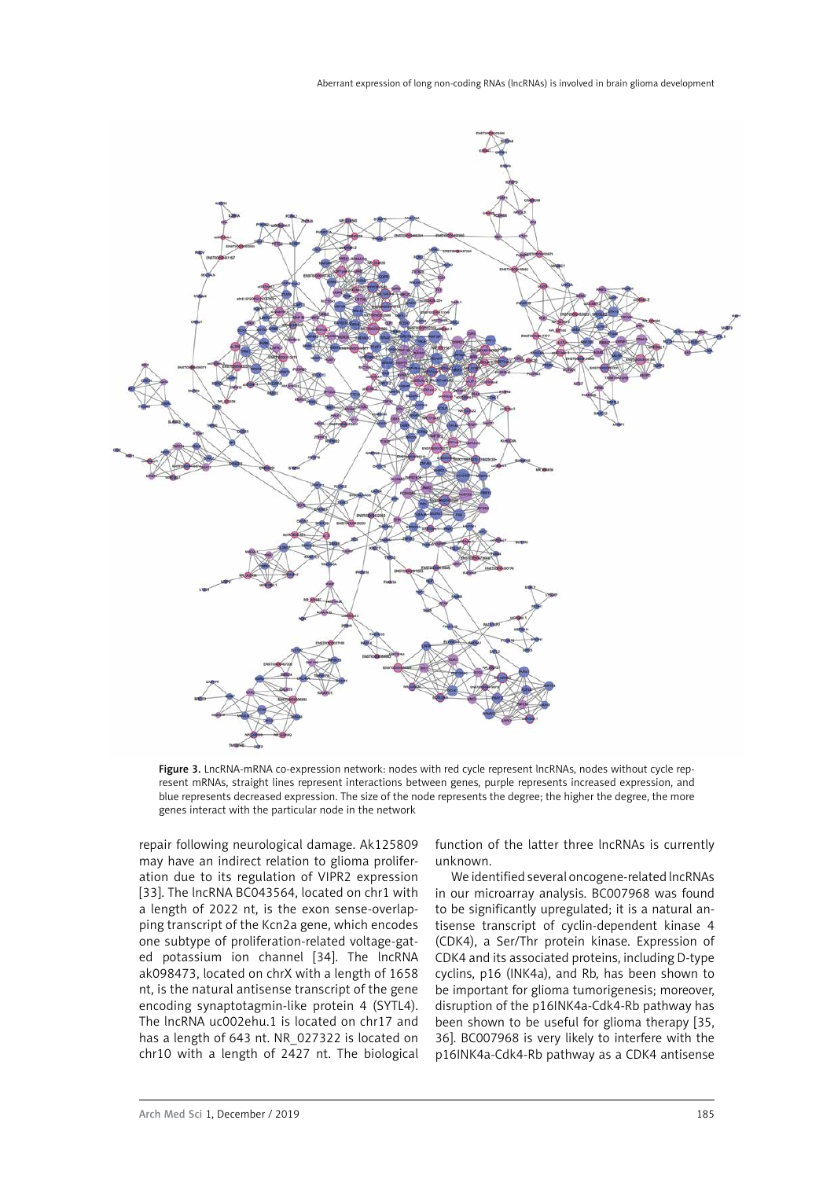Figure 3. LncRNA-mRNA co-expression network: nodes with red cycle represent lncRNAs, nodes without cycle represent mRNAs, straight lines represent interactions between genes, purple represents increased expression, and blue represents decreased expression. The size of the node represents the degree; the higher the degree, the more genes interact with the particular node in the network

repair following neurological damage. Ak125809 may have an indirect relation to glioma proliferation due to its regulation of VIPR2 expression [33]. The lncRNA BC043564, located on chr1 with a length of 2022 nt, is the exon sense-overlapping transcript of the Kcn2a gene, which encodes one subtype of proliferation-related voltage-gated potassium ion channel [34]. The lncRNA ak098473, located on chrX with a length of 1658 nt, is the natural antisense transcript of the gene encoding synaptotagmin-like protein 4 (SYTL4). The lncRNA uc002ehu.1 is located on chr17 and has a length of 643 nt. NR_027322 is located on chr10 with a length of 2427 nt. The biological function of the latter three lncRNAs is currently unknown.

We identified several oncogene-related lncRNAs in our microarray analysis. BC007968 was found to be significantly upregulated; it is a natural antisense transcript of cyclin-dependent kinase 4 (CDK4), a Ser/Thr protein kinase. Expression of CDK4 and its associated proteins, including D-type cyclins, p16 (INK4a), and Rb, has been shown to be important for glioma tumorigenesis; moreover, disruption of the p16INK4a-Cdk4-Rb pathway has been shown to be useful for glioma therapy [35, 36]. BC007968 is very likely to interfere with the p16INK4a-Cdk4-Rb pathway as a CDK4 antisense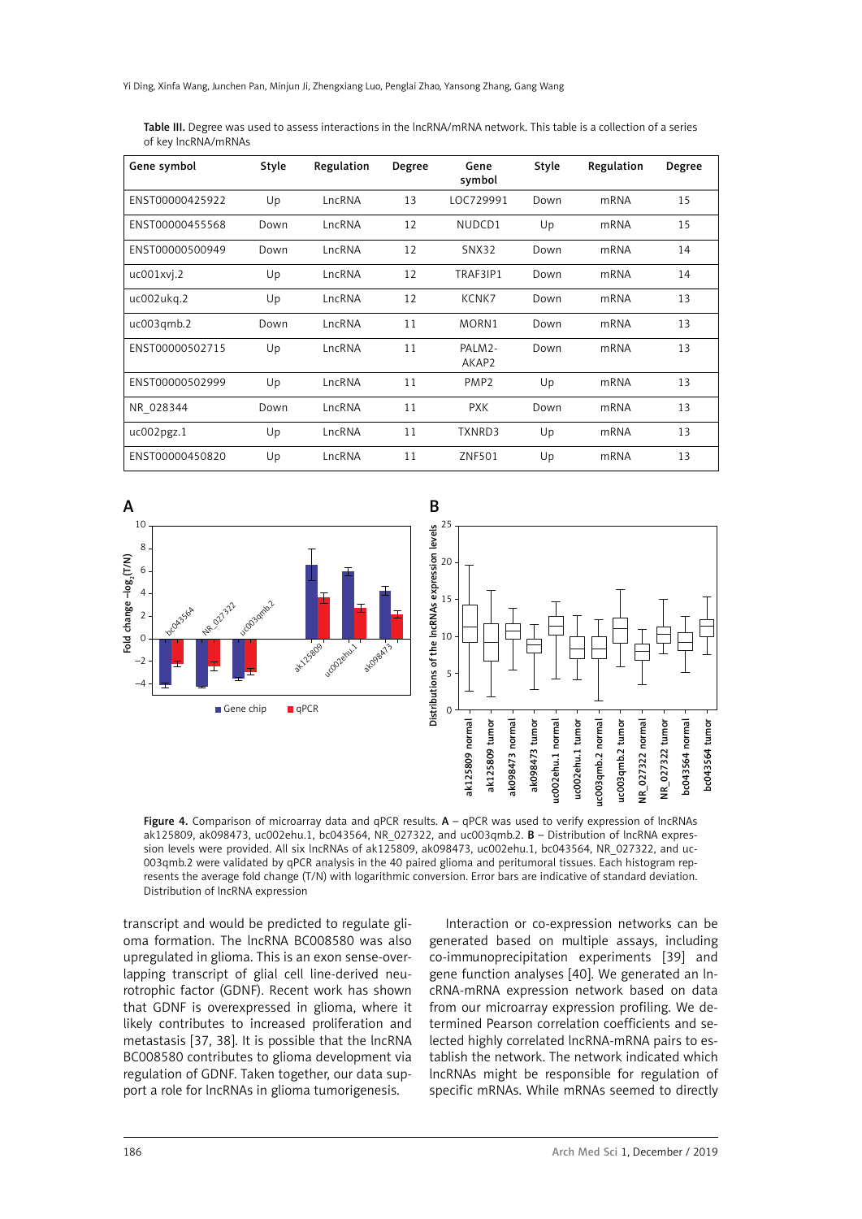Table III. Degree was used to assess interactions in the lncRNA/mRNA network. This table is a collection of a series of key lncRNA/mRNAs

| Gene symbol | Style | Regulation | Degree | Gene symbol | Style | Regulation | Degree |
|---|---|---|---|---|---|---|---|
| ENST00000425922 | Up | LncRNA | 13 | LOC729991 | Down | mRNA | 15 |
| ENST00000455568 | Down | LncRNA | 12 | NUDCD1 | Up | mRNA | 15 |
| ENST00000500949 | Down | LncRNA | 12 | SNX32 | Down | mRNA | 14 |
| uc001xvj.2 | Up | LncRNA | 12 | TRAF3IP1 | Down | mRNA | 14 |
| uc002ukq.2 | Up | LncRNA | 12 | KCNK7 | Down | mRNA | 13 |
| uc003qmb.2 | Down | LncRNA | 11 | MORN1 | Down | mRNA | 13 |
| ENST00000502715 | Up | LncRNA | 11 | PALM2-AKAP2 | Down | mRNA | 13 |
| ENST00000502999 | Up | LncRNA | 11 | PMP2 | Up | mRNA | 13 |
| NR_028344 | Down | LncRNA | 11 | PXK | Down | mRNA | 13 |
| uc002pgz.1 | Up | LncRNA | 11 | TXNRD3 | Up | mRNA | 13 |
| ENST00000450820 | Up | LncRNA | 11 | ZNF501 | Up | mRNA | 13 |

A

Fold change $-\log_2$(T/N)

10
8
6
4
2
0
−2
−4

bc043564
NR_027322
uc003qmb.2
ak125809
uc002ehu.1
ak098473

Gene chip
qPCR

B

Distributions of the lncRNAs expression levels

25
20
15
10
5
0

ak125809 normal
ak125809 tumor
ak098473 normal
ak098473 tumor
uc002ehu.1 normal
uc002ehu.1 tumor
uc003qmb.2 normal
uc003qmb.2 tumor
NR_027322 normal
NR_027322 tumor
bc043564 normal
bc043564 tumor

Figure 4. Comparison of microarray data and qPCR results. A – qPCR was used to verify expression of lncRNAs ak125809, ak098473, uc002ehu.1, bc043564, NR_027322, and uc003qmb.2. B – Distribution of lncRNA expression levels were provided. All six lncRNAs of ak125809, ak098473, uc002ehu.1, bc043564, NR_027322, and uc003qmb.2 were validated by qPCR analysis in the 40 paired glioma and peritumoral tissues. Each histogram represents the average fold change (T/N) with logarithmic conversion. Error bars are indicative of standard deviation. Distribution of lncRNA expression

transcript and would be predicted to regulate glioma formation. The lncRNA BC008580 was also upregulated in glioma. This is an exon sense-overlapping transcript of glial cell line-derived neurotrophic factor (GDNF). Recent work has shown that GDNF is overexpressed in glioma, where it likely contributes to increased proliferation and metastasis [37, 38]. It is possible that the lncRNA BC008580 contributes to glioma development via regulation of GDNF. Taken together, our data support a role for lncRNAs in glioma tumorigenesis.

Interaction or co-expression networks can be generated based on multiple assays, including co-immunoprecipitation experiments [39] and gene function analyses [40]. We generated an lncRNA-mRNA expression network based on data from our microarray expression profiling. We determined Pearson correlation coefficients and selected highly correlated lncRNA-mRNA pairs to establish the network. The network indicated which lncRNAs might be responsible for regulation of specific mRNAs. While mRNAs seemed to directly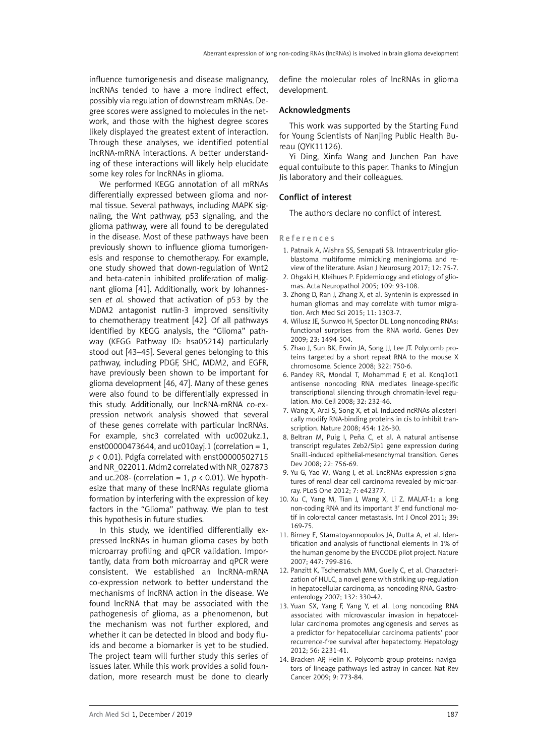influence tumorigenesis and disease malignancy, lncRNAs tended to have a more indirect effect, possibly via regulation of downstream mRNAs. Degree scores were assigned to molecules in the network, and those with the highest degree scores likely displayed the greatest extent of interaction. Through these analyses, we identified potential lncRNA-mRNA interactions. A better understanding of these interactions will likely help elucidate some key roles for lncRNAs in glioma.

We performed KEGG annotation of all mRNAs differentially expressed between glioma and normal tissue. Several pathways, including MAPK signaling, the Wnt pathway, p53 signaling, and the glioma pathway, were all found to be deregulated in the disease. Most of these pathways have been previously shown to influence glioma tumorigenesis and response to chemotherapy. For example, one study showed that down-regulation of Wnt2 and beta-catenin inhibited proliferation of malignant glioma [41]. Additionally, work by Johannessen *et al.* showed that activation of p53 by the MDM2 antagonist nutlin-3 improved sensitivity to chemotherapy treatment [42]. Of all pathways identified by KEGG analysis, the "Glioma" pathway (KEGG Pathway ID: hsa05214) particularly stood out [43–45]. Several genes belonging to this pathway, including PDGF, SHC, MDM2, and EGFR, have previously been shown to be important for glioma development [46, 47]. Many of these genes were also found to be differentially expressed in this study. Additionally, our lncRNA-mRNA co-expression network analysis showed that several of these genes correlate with particular lncRNAs. For example, shc3 correlated with uc002ukz.1, enst00000473644, and uc010ayj.1 (correlation = 1, $p < 0.01$). Pdgfa correlated with enst00000502715 and NR_022011. Mdm2 correlated with NR_027873 and uc.208- (correlation = 1, $p < 0.01$). We hypothesize that many of these lncRNAs regulate glioma formation by interfering with the expression of key factors in the "Glioma" pathway. We plan to test this hypothesis in future studies.

In this study, we identified differentially expressed lncRNAs in human glioma cases by both microarray profiling and qPCR validation. Importantly, data from both microarray and qPCR were consistent. We established an lncRNA-mRNA co-expression network to better understand the mechanisms of lncRNA action in the disease. We found lncRNA that may be associated with the pathogenesis of glioma, as a phenomenon, but the mechanism was not further explored, and whether it can be detected in blood and body fluids and become a biomarker is yet to be studied. The project team will further study this series of issues later. While this work provides a solid foundation, more research must be done to clearly define the molecular roles of lncRNAs in glioma development.

## Acknowledgments

This work was supported by the Starting Fund for Young Scientists of Nanjing Public Health Bureau (QYK11126).

Yi Ding, Xinfa Wang and Junchen Pan have equal contuibute to this paper. Thanks to Mingjun Jis laboratory and their colleagues.

## Conflict of interest

The authors declare no conflict of interest.

## References

1. Patnaik A, Mishra SS, Senapati SB. Intraventricular glioblastoma multiforme mimicking meningioma and review of the literature. Asian J Neurosurg 2017; 12: 75-7.
2. Ohgaki H, Kleihues P. Epidemiology and etiology of gliomas. Acta Neuropathol 2005; 109: 93-108.
3. Zhong D, Ran J, Zhang X, et al. Syntenin is expressed in human gliomas and may correlate with tumor migration. Arch Med Sci 2015; 11: 1303-7.
4. Wilusz JE, Sunwoo H, Spector DL. Long noncoding RNAs: functional surprises from the RNA world. Genes Dev 2009; 23: 1494-504.
5. Zhao J, Sun BK, Erwin JA, Song JJ, Lee JT. Polycomb proteins targeted by a short repeat RNA to the mouse X chromosome. Science 2008; 322: 750-6.
6. Pandey RR, Mondal T, Mohammad F, et al. Kcnq1ot1 antisense noncoding RNA mediates lineage-specific transcriptional silencing through chromatin-level regulation. Mol Cell 2008; 32: 232-46.
7. Wang X, Arai S, Song X, et al. Induced ncRNAs allosterically modify RNA-binding proteins in cis to inhibit transcription. Nature 2008; 454: 126-30.
8. Beltran M, Puig I, Peña C, et al. A natural antisense transcript regulates Zeb2/Sip1 gene expression during Snail1-induced epithelial-mesenchymal transition. Genes Dev 2008; 22: 756-69.
9. Yu G, Yao W, Wang J, et al. LncRNAs expression signatures of renal clear cell carcinoma revealed by microarray. PLoS One 2012; 7: e42377.
10. Xu C, Yang M, Tian J, Wang X, Li Z. MALAT-1: a long non-coding RNA and its important 3' end functional motif in colorectal cancer metastasis. Int J Oncol 2011; 39: 169-75.
11. Birney E, Stamatoyannopoulos JA, Dutta A, et al. Identification and analysis of functional elements in 1% of the human genome by the ENCODE pilot project. Nature 2007; 447: 799-816.
12. Panzitt K, Tschernatsch MM, Guelly C, et al. Characterization of HULC, a novel gene with striking up-regulation in hepatocellular carcinoma, as noncoding RNA. Gastroenterology 2007; 132: 330-42.
13. Yuan SX, Yang F, Yang Y, et al. Long noncoding RNA associated with microvascular invasion in hepatocellular carcinoma promotes angiogenesis and serves as a predictor for hepatocellular carcinoma patients' poor recurrence-free survival after hepatectomy. Hepatology 2012; 56: 2231-41.
14. Bracken AP, Helin K. Polycomb group proteins: navigators of lineage pathways led astray in cancer. Nat Rev Cancer 2009; 9: 773-84.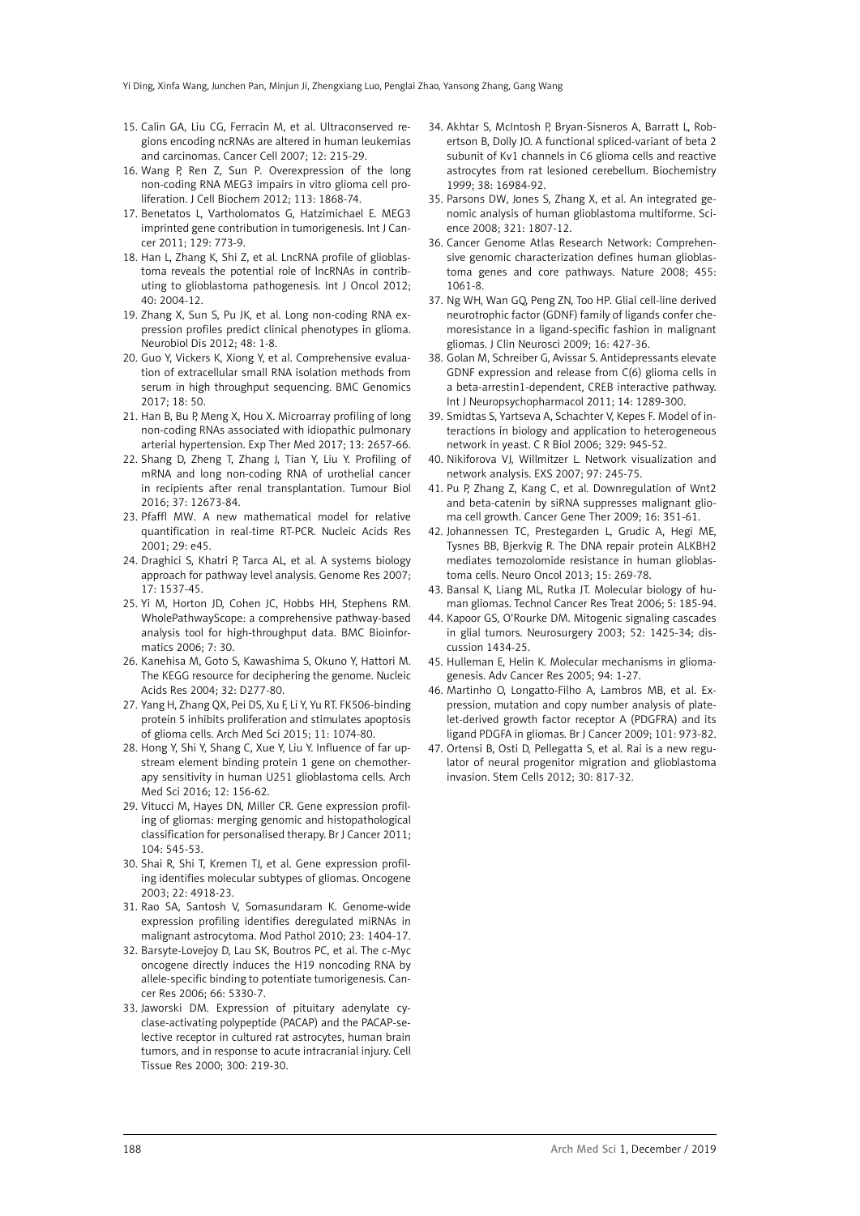15. Calin GA, Liu CG, Ferracin M, et al. Ultraconserved regions encoding ncRNAs are altered in human leukemias and carcinomas. Cancer Cell 2007; 12: 215-29.
16. Wang P, Ren Z, Sun P. Overexpression of the long non-coding RNA MEG3 impairs in vitro glioma cell proliferation. J Cell Biochem 2012; 113: 1868-74.
17. Benetatos L, Vartholomatos G, Hatzimichael E. MEG3 imprinted gene contribution in tumorigenesis. Int J Cancer 2011; 129: 773-9.
18. Han L, Zhang K, Shi Z, et al. LncRNA profile of glioblastoma reveals the potential role of lncRNAs in contributing to glioblastoma pathogenesis. Int J Oncol 2012; 40: 2004-12.
19. Zhang X, Sun S, Pu JK, et al. Long non-coding RNA expression profiles predict clinical phenotypes in glioma. Neurobiol Dis 2012; 48: 1-8.
20. Guo Y, Vickers K, Xiong Y, et al. Comprehensive evaluation of extracellular small RNA isolation methods from serum in high throughput sequencing. BMC Genomics 2017; 18: 50.
21. Han B, Bu P, Meng X, Hou X. Microarray profiling of long non-coding RNAs associated with idiopathic pulmonary arterial hypertension. Exp Ther Med 2017; 13: 2657-66.
22. Shang D, Zheng T, Zhang J, Tian Y, Liu Y. Profiling of mRNA and long non-coding RNA of urothelial cancer in recipients after renal transplantation. Tumour Biol 2016; 37: 12673-84.
23. Pfaffl MW. A new mathematical model for relative quantification in real-time RT-PCR. Nucleic Acids Res 2001; 29: e45.
24. Draghici S, Khatri P, Tarca AL, et al. A systems biology approach for pathway level analysis. Genome Res 2007; 17: 1537-45.
25. Yi M, Horton JD, Cohen JC, Hobbs HH, Stephens RM. WholePathwayScope: a comprehensive pathway-based analysis tool for high-throughput data. BMC Bioinformatics 2006; 7: 30.
26. Kanehisa M, Goto S, Kawashima S, Okuno Y, Hattori M. The KEGG resource for deciphering the genome. Nucleic Acids Res 2004; 32: D277-80.
27. Yang H, Zhang QX, Pei DS, Xu F, Li Y, Yu RT. FK506-binding protein 5 inhibits proliferation and stimulates apoptosis of glioma cells. Arch Med Sci 2015; 11: 1074-80.
28. Hong Y, Shi Y, Shang C, Xue Y, Liu Y. Influence of far upstream element binding protein 1 gene on chemotherapy sensitivity in human U251 glioblastoma cells. Arch Med Sci 2016; 12: 156-62.
29. Vitucci M, Hayes DN, Miller CR. Gene expression profiling of gliomas: merging genomic and histopathological classification for personalised therapy. Br J Cancer 2011; 104: 545-53.
30. Shai R, Shi T, Kremen TJ, et al. Gene expression profiling identifies molecular subtypes of gliomas. Oncogene 2003; 22: 4918-23.
31. Rao SA, Santosh V, Somasundaram K. Genome-wide expression profiling identifies deregulated miRNAs in malignant astrocytoma. Mod Pathol 2010; 23: 1404-17.
32. Barsyte-Lovejoy D, Lau SK, Boutros PC, et al. The c-Myc oncogene directly induces the H19 noncoding RNA by allele-specific binding to potentiate tumorigenesis. Cancer Res 2006; 66: 5330-7.
33. Jaworski DM. Expression of pituitary adenylate cyclase-activating polypeptide (PACAP) and the PACAP-selective receptor in cultured rat astrocytes, human brain tumors, and in response to acute intracranial injury. Cell Tissue Res 2000; 300: 219-30.
34. Akhtar S, McIntosh P, Bryan-Sisneros A, Barratt L, Robertson B, Dolly JO. A functional spliced-variant of beta 2 subunit of Kv1 channels in C6 glioma cells and reactive astrocytes from rat lesioned cerebellum. Biochemistry 1999; 38: 16984-92.
35. Parsons DW, Jones S, Zhang X, et al. An integrated genomic analysis of human glioblastoma multiforme. Science 2008; 321: 1807-12.
36. Cancer Genome Atlas Research Network: Comprehensive genomic characterization defines human glioblastoma genes and core pathways. Nature 2008; 455: 1061-8.
37. Ng WH, Wan GQ, Peng ZN, Too HP. Glial cell-line derived neurotrophic factor (GDNF) family of ligands confer chemoresistance in a ligand-specific fashion in malignant gliomas. J Clin Neurosci 2009; 16: 427-36.
38. Golan M, Schreiber G, Avissar S. Antidepressants elevate GDNF expression and release from C(6) glioma cells in a beta-arrestin1-dependent, CREB interactive pathway. Int J Neuropsychopharmacol 2011; 14: 1289-300.
39. Smidtas S, Yartseva A, Schachter V, Kepes F. Model of interactions in biology and application to heterogeneous network in yeast. C R Biol 2006; 329: 945-52.
40. Nikiforova VJ, Willmitzer L. Network visualization and network analysis. EXS 2007; 97: 245-75.
41. Pu P, Zhang Z, Kang C, et al. Downregulation of Wnt2 and beta-catenin by siRNA suppresses malignant glioma cell growth. Cancer Gene Ther 2009; 16: 351-61.
42. Johannessen TC, Prestegarden L, Grudic A, Hegi ME, Tysnes BB, Bjerkvig R. The DNA repair protein ALKBH2 mediates temozolomide resistance in human glioblastoma cells. Neuro Oncol 2013; 15: 269-78.
43. Bansal K, Liang ML, Rutka JT. Molecular biology of human gliomas. Technol Cancer Res Treat 2006; 5: 185-94.
44. Kapoor GS, O'Rourke DM. Mitogenic signaling cascades in glial tumors. Neurosurgery 2003; 52: 1425-34; discussion 1434-25.
45. Hulleman E, Helin K. Molecular mechanisms in gliomagenesis. Adv Cancer Res 2005; 94: 1-27.
46. Martinho O, Longatto-Filho A, Lambros MB, et al. Expression, mutation and copy number analysis of platelet-derived growth factor receptor A (PDGFRA) and its ligand PDGFA in gliomas. Br J Cancer 2009; 101: 973-82.
47. Ortensi B, Osti D, Pellegatta S, et al. Rai is a new regulator of neural progenitor migration and glioblastoma invasion. Stem Cells 2012; 30: 817-32.